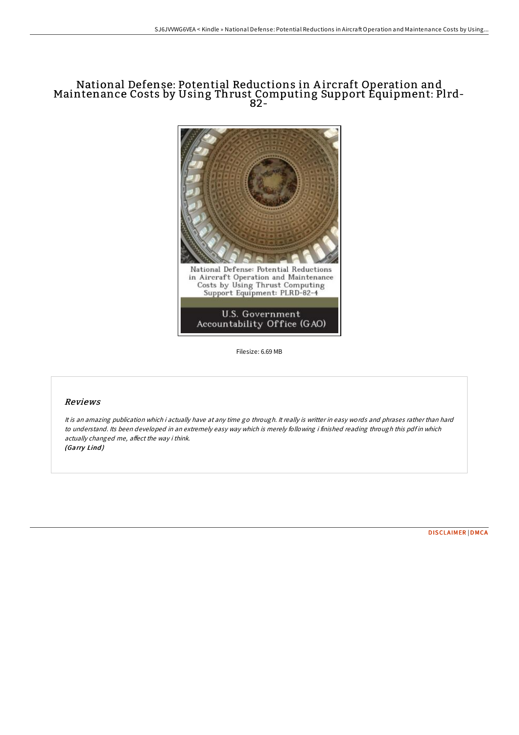# National Defense: Potential Reductions in Aircraft Operation and Maintenance Costs by Using Thrust Computing Support Equipment: Plrd-82-

Filesize: 6.69 MB

## Reviews

*It is an amazing publication which i actually have at any time go through. It really is writter in easy words and phrases rather than hard to understand. Its been developed in an extremely easy way which is merely following i finished reading through this pdf in which actually changed me, affect the way i think.*
*(Garry Lind)*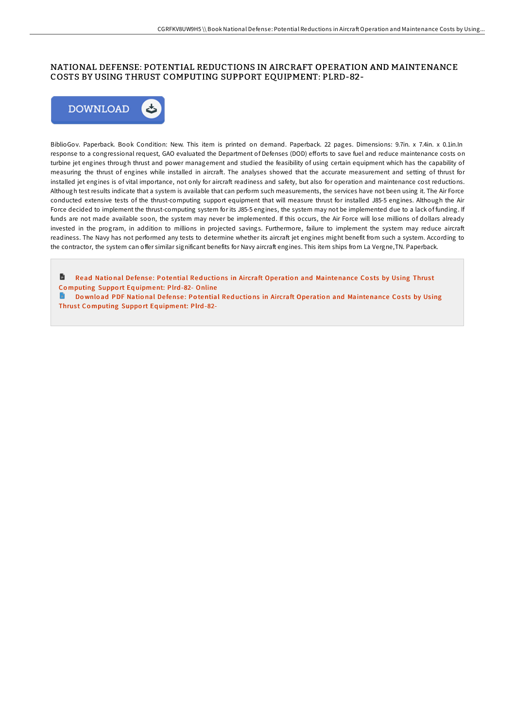# NATIONAL DEFENSE: POTENTIAL REDUCTIONS IN AIRCRAFT OPERATION AND MAINTENANCE COSTS BY USING THRUST COMPUTING SUPPORT EQUIPMENT: PLRD-82-

DOWNLOAD

BiblioGov. Paperback. Book Condition: New. This item is printed on demand. Paperback. 22 pages. Dimensions: 9.7in. x 7.4in. x 0.1in.In response to a congressional request, GAO evaluated the Department of Defenses (DOD) efforts to save fuel and reduce maintenance costs on turbine jet engines through thrust and power management and studied the feasibility of using certain equipment which has the capability of measuring the thrust of engines while installed in aircraft. The analyses showed that the accurate measurement and setting of thrust for installed jet engines is of vital importance, not only for aircraft readiness and safety, but also for operation and maintenance cost reductions. Although test results indicate that a system is available that can perform such measurements, the services have not been using it. The Air Force conducted extensive tests of the thrust-computing support equipment that will measure thrust for installed J85-5 engines. Although the Air Force decided to implement the thrust-computing system for its J85-5 engines, the system may not be implemented due to a lack of funding. If funds are not made available soon, the system may never be implemented. If this occurs, the Air Force will lose millions of dollars already invested in the program, in addition to millions in projected savings. Furthermore, failure to implement the system may reduce aircraft readiness. The Navy has not performed any tests to determine whether its aircraft jet engines might benefit from such a system. According to the contractor, the system can offer similar significant benefits for Navy aircraft engines. This item ships from La Vergne,TN. Paperback.

Read National Defense: Potential Reductions in Aircraft Operation and Maintenance Costs by Using Thrust Computing Support Equipment: Plrd-82- Online

Download PDF National Defense: Potential Reductions in Aircraft Operation and Maintenance Costs by Using Thrust Computing Support Equipment: Plrd-82-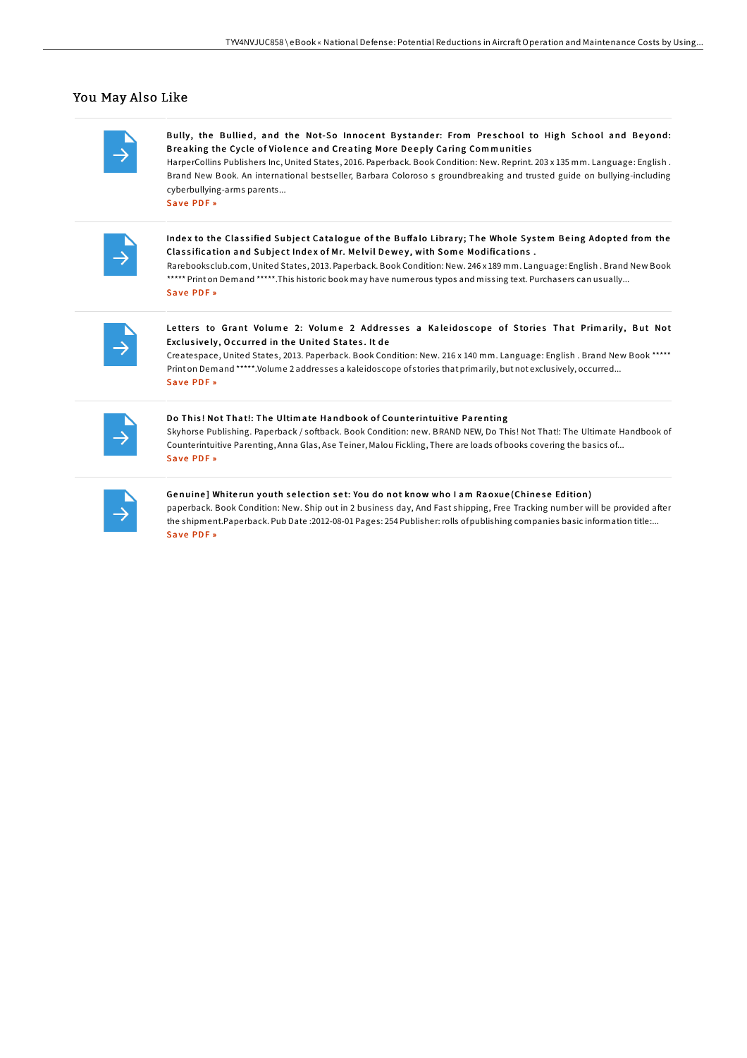## You May Also Like

**Bully, the Bullied, and the Not-So Innocent Bystander: From Preschool to High School and Beyond: Breaking the Cycle of Violence and Creating More Deeply Caring Communities**

HarperCollins Publishers Inc, United States, 2016. Paperback. Book Condition: New. Reprint. 203 x 135 mm. Language: English . Brand New Book. An international bestseller, Barbara Coloroso s groundbreaking and trusted guide on bullying-including cyberbullying-arms parents...

Save PDF »

**Index to the Classified Subject Catalogue of the Buffalo Library; The Whole System Being Adopted from the Classification and Subject Index of Mr. Melvil Dewey, with Some Modifications .**

Rarebooksclub.com, United States, 2013. Paperback. Book Condition: New. 246 x 189 mm. Language: English . Brand New Book ***** Print on Demand *****.This historic book may have numerous typos and missing text. Purchasers can usually...

Save PDF »

**Letters to Grant Volume 2: Volume 2 Addresses a Kaleidoscope of Stories That Primarily, But Not Exclusively, Occurred in the United States. It de**

Createspace, United States, 2013. Paperback. Book Condition: New. 216 x 140 mm. Language: English . Brand New Book ***** Print on Demand *****.Volume 2 addresses a kaleidoscope of stories that primarily, but not exclusively, occurred...

Save PDF »

**Do This! Not That!: The Ultimate Handbook of Counterintuitive Parenting**

Skyhorse Publishing. Paperback / softback. Book Condition: new. BRAND NEW, Do This! Not That!: The Ultimate Handbook of Counterintuitive Parenting, Anna Glas, Ase Teiner, Malou Fickling, There are loads of books covering the basics of...

Save PDF »

**Genuine] Whiterun youth selection set: You do not know who I am Raoxue(Chinese Edition)**

paperback. Book Condition: New. Ship out in 2 business day, And Fast shipping, Free Tracking number will be provided after the shipment.Paperback. Pub Date :2012-08-01 Pages: 254 Publisher: rolls of publishing companies basic information title:...

Save PDF »